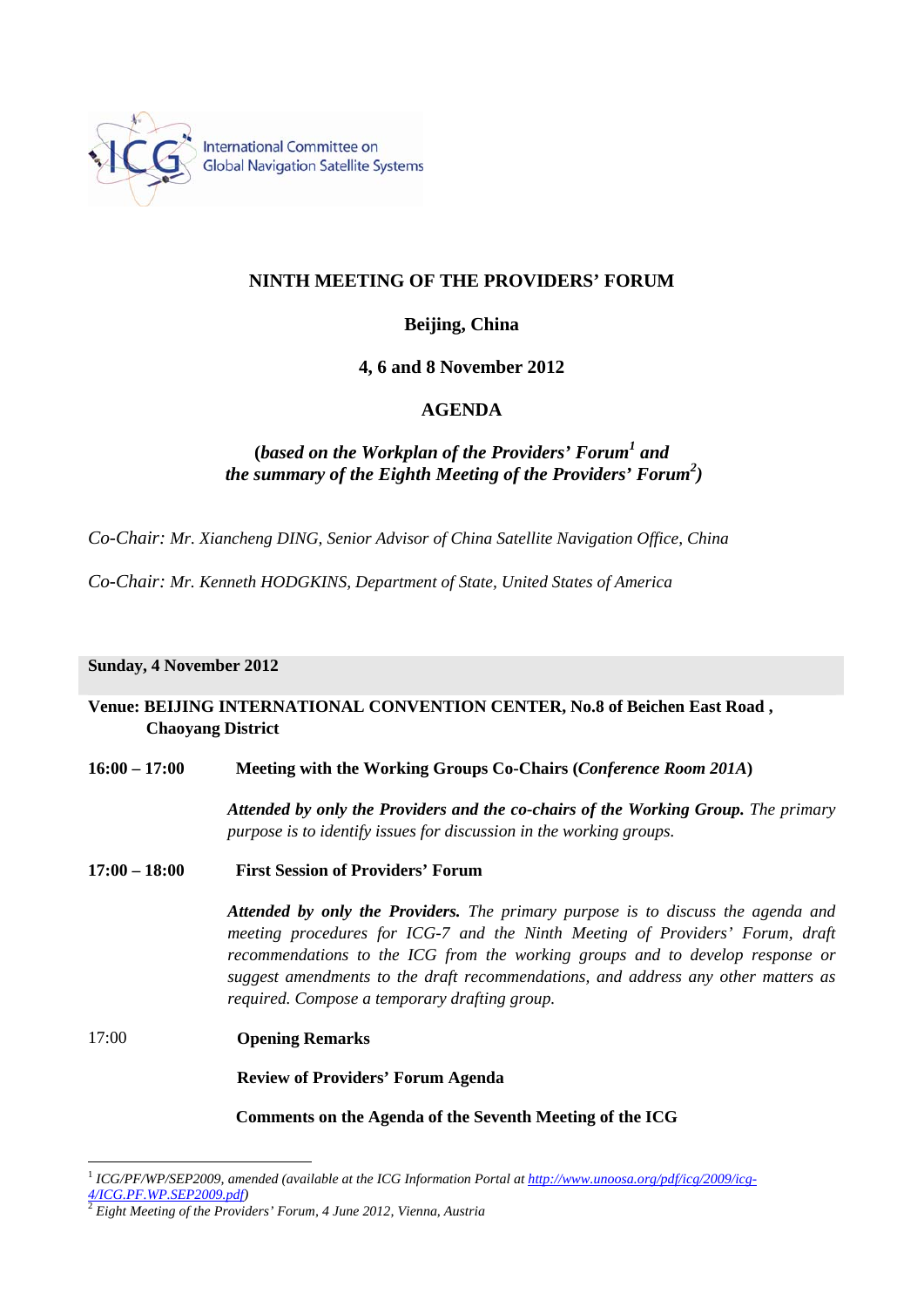International Committee on Global Navigation Satellite Systems

# NINTH MEETING OF THE PROVIDERS' FORUM

**Beijing, China**

**4, 6 and 8 November 2012**

## AGENDA

***(based on the Workplan of the Providers' Forum[1] and the summary of the Eighth Meeting of the Providers' Forum[2])***

*Co-Chair: Mr. Xiancheng DING, Senior Advisor of China Satellite Navigation Office, China*

*Co-Chair: Mr. Kenneth HODGKINS, Department of State, United States of America*

**Sunday, 4 November 2012**

**Venue: BEIJING INTERNATIONAL CONVENTION CENTER, No.8 of Beichen East Road , Chaoyang District**

**16:00 – 17:00** **Meeting with the Working Groups Co-Chairs (*Conference Room 201A*)**

***Attended by only the Providers and the co-chairs of the Working Group.*** *The primary purpose is to identify issues for discussion in the working groups.*

**17:00 – 18:00** **First Session of Providers' Forum**

***Attended by only the Providers.*** *The primary purpose is to discuss the agenda and meeting procedures for ICG-7 and the Ninth Meeting of Providers' Forum, draft recommendations to the ICG from the working groups and to develop response or suggest amendments to the draft recommendations, and address any other matters as required. Compose a temporary drafting group.*

17:00 **Opening Remarks**

**Review of Providers' Forum Agenda**

**Comments on the Agenda of the Seventh Meeting of the ICG**

---

[1] *ICG/PF/WP/SEP2009, amended (available at the ICG Information Portal at http://www.unoosa.org/pdf/icg/2009/icg-4/ICG.PF.WP.SEP2009.pdf)*

[2] *Eight Meeting of the Providers' Forum, 4 June 2012, Vienna, Austria*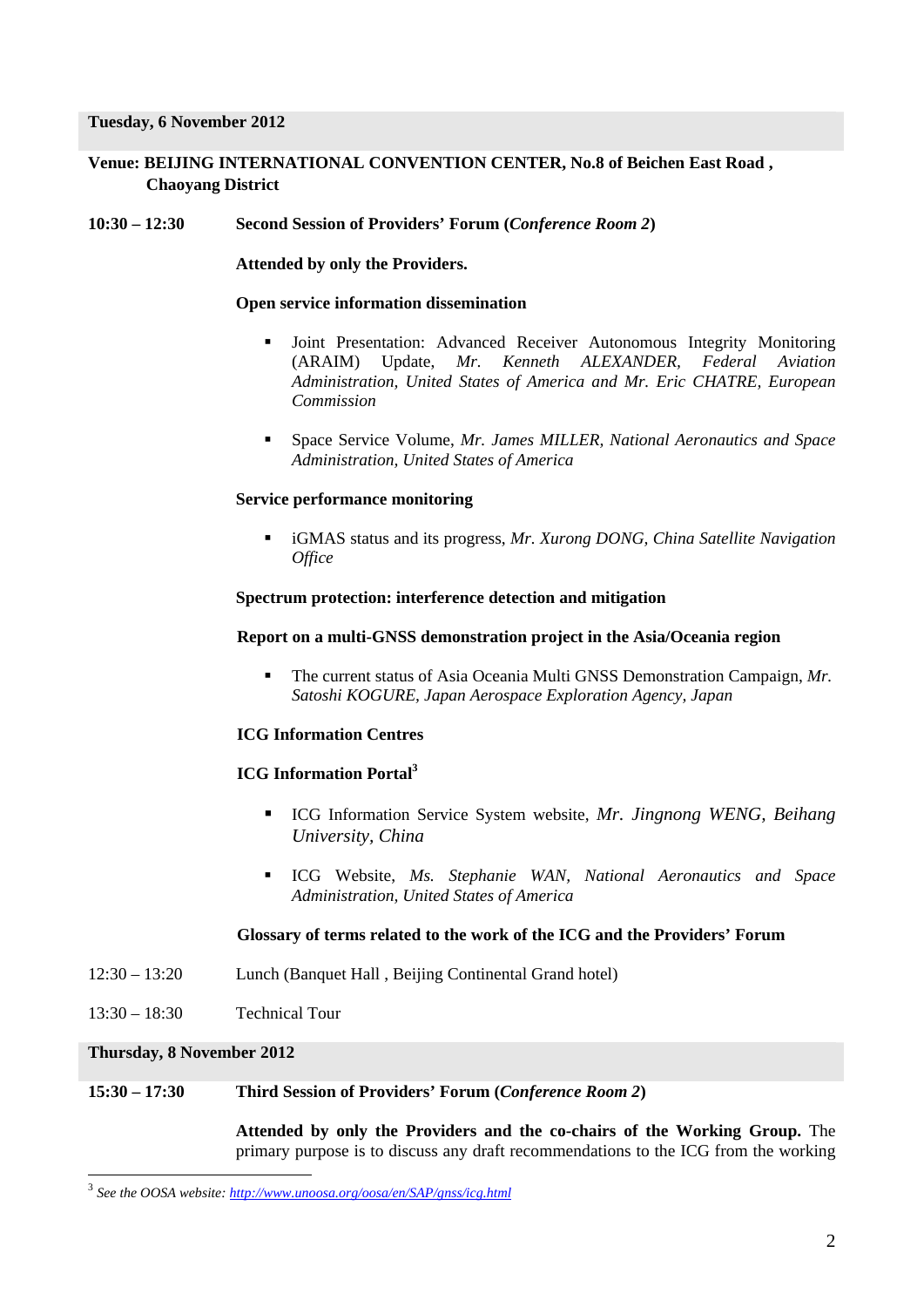**Tuesday, 6 November 2012**

**Venue: BEIJING INTERNATIONAL CONVENTION CENTER, No.8 of Beichen East Road , Chaoyang District**

**10:30 – 12:30** **Second Session of Providers' Forum (*Conference Room 2*)**

**Attended by only the Providers.**

**Open service information dissemination**

- Joint Presentation: Advanced Receiver Autonomous Integrity Monitoring (ARAIM) Update, *Mr. Kenneth ALEXANDER, Federal Aviation Administration, United States of America and Mr. Eric CHATRE, European Commission*
- Space Service Volume, *Mr. James MILLER, National Aeronautics and Space Administration, United States of America*

**Service performance monitoring**

- iGMAS status and its progress, *Mr. Xurong DONG, China Satellite Navigation Office*

**Spectrum protection: interference detection and mitigation**

**Report on a multi-GNSS demonstration project in the Asia/Oceania region**

- The current status of Asia Oceania Multi GNSS Demonstration Campaign, *Mr. Satoshi KOGURE, Japan Aerospace Exploration Agency, Japan*

**ICG Information Centres**

**ICG Information Portal**[3]

- ICG Information Service System website, *Mr. Jingnong WENG, Beihang University, China*
- ICG Website, *Ms. Stephanie WAN, National Aeronautics and Space Administration, United States of America*

**Glossary of terms related to the work of the ICG and the Providers' Forum**

12:30 – 13:20 Lunch (Banquet Hall , Beijing Continental Grand hotel)

13:30 – 18:30 Technical Tour

**Thursday, 8 November 2012**

**15:30 – 17:30** **Third Session of Providers' Forum (*Conference Room 2*)**

**Attended by only the Providers and the co-chairs of the Working Group.** The primary purpose is to discuss any draft recommendations to the ICG from the working

[3] *See the OOSA website: http://www.unoosa.org/oosa/en/SAP/gnss/icg.html*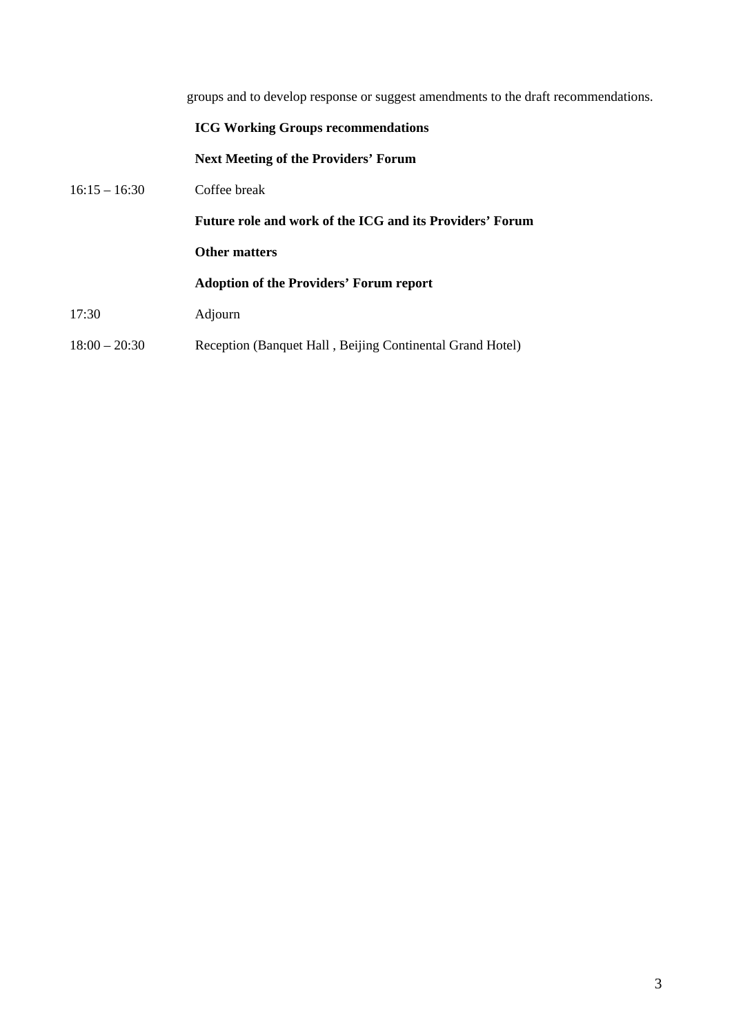groups and to develop response or suggest amendments to the draft recommendations.

| | |
|---|---|
| | **ICG Working Groups recommendations** |
| | **Next Meeting of the Providers' Forum** |
| 16:15 – 16:30 | Coffee break |
| | **Future role and work of the ICG and its Providers' Forum** |
| | **Other matters** |
| | **Adoption of the Providers' Forum report** |
| 17:30 | Adjourn |
| 18:00 – 20:30 | Reception (Banquet Hall , Beijing Continental Grand Hotel) |